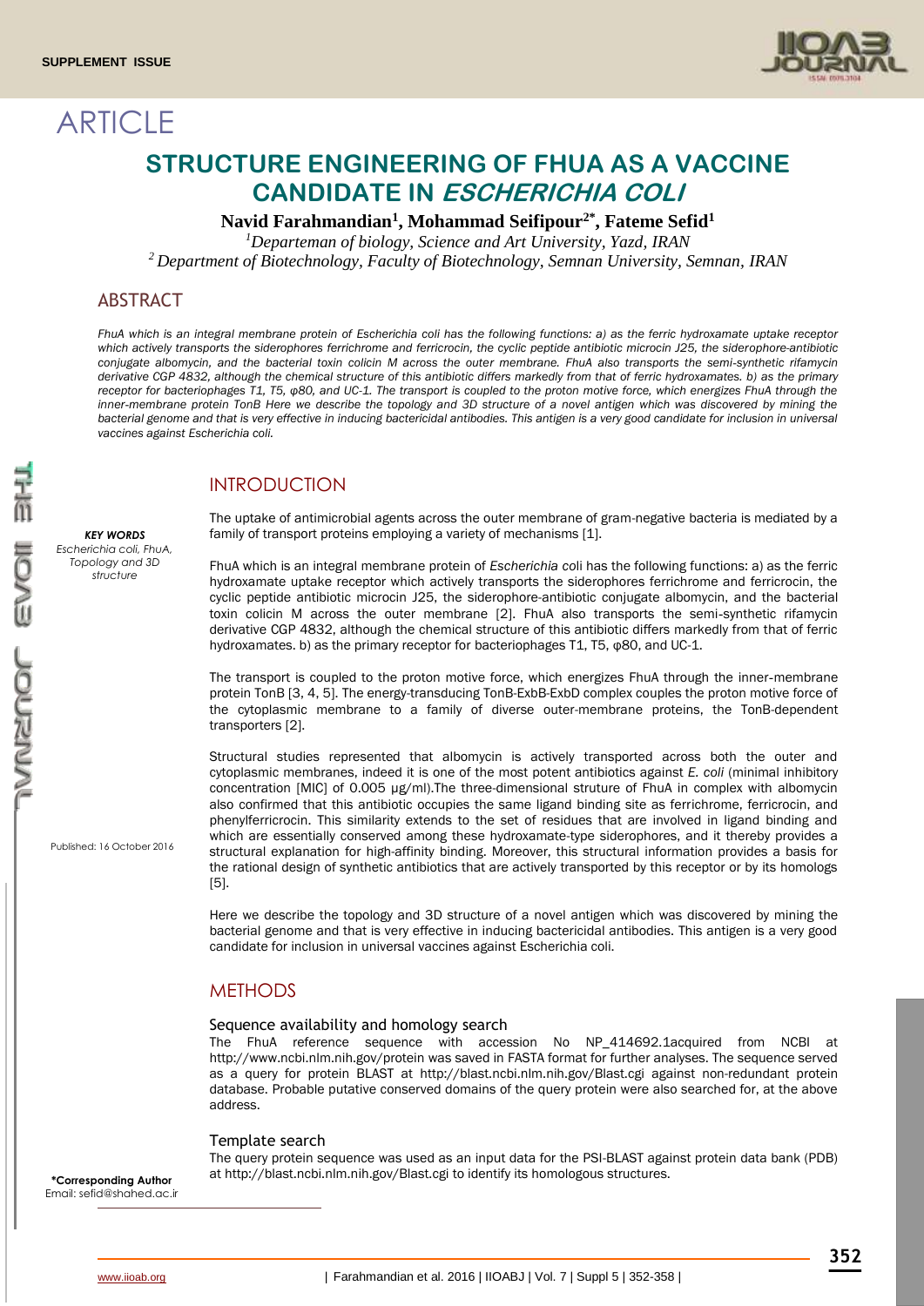SUPPLEMENT ISSUE

# ARTICLE

# STRUCTURE ENGINEERING OF FHUA AS A VACCINE CANDIDATE IN *ESCHERICHIA COLI*

**Navid Farahmandian[1], Mohammad Seifipour[2*], Fateme Sefid[1]**

*[1]Departeman of biology, Science and Art University, Yazd, IRAN*
*[2] Department of Biotechnology, Faculty of Biotechnology, Semnan University, Semnan, IRAN*

## ABSTRACT

*FhuA which is an integral membrane protein of Escherichia coli has the following functions: a) as the ferric hydroxamate uptake receptor which actively transports the siderophores ferrichrome and ferricrocin, the cyclic peptide antibiotic microcin J25, the siderophore-antibiotic conjugate albomycin, and the bacterial toxin colicin M across the outer membrane. FhuA also transports the semi-synthetic rifamycin derivative CGP 4832, although the chemical structure of this antibiotic differs markedly from that of ferric hydroxamates. b) as the primary receptor for bacteriophages T1, T5, φ80, and UC-1. The transport is coupled to the proton motive force, which energizes FhuA through the inner-membrane protein TonB Here we describe the topology and 3D structure of a novel antigen which was discovered by mining the bacterial genome and that is very effective in inducing bactericidal antibodies. This antigen is a very good candidate for inclusion in universal vaccines against Escherichia coli.*

***KEY WORDS***
*Escherichia coli, FhuA, Topology and 3D structure*

Published: 16 October 2016

**\*Corresponding Author**
Email: sefid@shahed.ac.ir

## INTRODUCTION

The uptake of antimicrobial agents across the outer membrane of gram-negative bacteria is mediated by a family of transport proteins employing a variety of mechanisms [1].

FhuA which is an integral membrane protein of *Escherichia c*oli has the following functions: a) as the ferric hydroxamate uptake receptor which actively transports the siderophores ferrichrome and ferricrocin, the cyclic peptide antibiotic microcin J25, the siderophore-antibiotic conjugate albomycin, and the bacterial toxin colicin M across the outer membrane [2]. FhuA also transports the semi-synthetic rifamycin derivative CGP 4832, although the chemical structure of this antibiotic differs markedly from that of ferric hydroxamates. b) as the primary receptor for bacteriophages T1, T5, φ80, and UC-1.

The transport is coupled to the proton motive force, which energizes FhuA through the inner-membrane protein TonB [3, 4, 5]. The energy-transducing TonB-ExbB-ExbD complex couples the proton motive force of the cytoplasmic membrane to a family of diverse outer-membrane proteins, the TonB-dependent transporters [2].

Structural studies represented that albomycin is actively transported across both the outer and cytoplasmic membranes, indeed it is one of the most potent antibiotics against *E. coli* (minimal inhibitory concentration [MIC] of 0.005 μg/ml).The three-dimensional struture of FhuA in complex with albomycin also confirmed that this antibiotic occupies the same ligand binding site as ferrichrome, ferricrocin, and phenylferricrocin. This similarity extends to the set of residues that are involved in ligand binding and which are essentially conserved among these hydroxamate-type siderophores, and it thereby provides a structural explanation for high-affinity binding. Moreover, this structural information provides a basis for the rational design of synthetic antibiotics that are actively transported by this receptor or by its homologs [5].

Here we describe the topology and 3D structure of a novel antigen which was discovered by mining the bacterial genome and that is very effective in inducing bactericidal antibodies. This antigen is a very good candidate for inclusion in universal vaccines against Escherichia coli.

## METHODS

### Sequence availability and homology search

The FhuA reference sequence with accession No NP_414692.1acquired from NCBI at http://www.ncbi.nlm.nih.gov/protein was saved in FASTA format for further analyses. The sequence served as a query for protein BLAST at http://blast.ncbi.nlm.nih.gov/Blast.cgi against non-redundant protein database. Probable putative conserved domains of the query protein were also searched for, at the above address.

### Template search

The query protein sequence was used as an input data for the PSI-BLAST against protein data bank (PDB) at http://blast.ncbi.nlm.nih.gov/Blast.cgi to identify its homologous structures.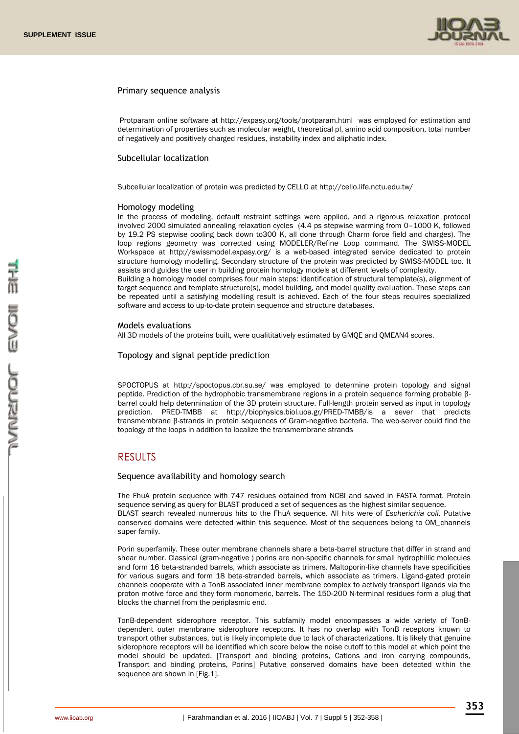### Primary sequence analysis

Protparam online software at http://expasy.org/tools/protparam.html was employed for estimation and determination of properties such as molecular weight, theoretical pI, amino acid composition, total number of negatively and positively charged residues, instability index and aliphatic index.

### Subcellular localization

Subcellular localization of protein was predicted by CELLO at http://cello.life.nctu.edu.tw/

### Homology modeling

In the process of modeling, default restraint settings were applied, and a rigorous relaxation protocol involved 2000 simulated annealing relaxation cycles (4.4 ps stepwise warming from 0–1000 K, followed by 19.2 PS stepwise cooling back down to300 K, all done through Charm force field and charges). The loop regions geometry was corrected using MODELER/Refine Loop command. The SWISS-MODEL Workspace at http://swissmodel.expasy.org/ is a web-based integrated service dedicated to protein structure homology modelling. Secondary structure of the protein was predicted by SWISS-MODEL too. It assists and guides the user in building protein homology models at different levels of complexity.

Building a homology model comprises four main steps: identification of structural template(s), alignment of target sequence and template structure(s), model building, and model quality evaluation. These steps can be repeated until a satisfying modelling result is achieved. Each of the four steps requires specialized software and access to up-to-date protein sequence and structure databases.

### Models evaluations

All 3D models of the proteins built, were qualititatively estimated by GMQE and QMEAN4 scores.

### Topology and signal peptide prediction

SPOCTOPUS at http://spoctopus.cbr.su.se/ was employed to determine protein topology and signal peptide. Prediction of the hydrophobic transmembrane regions in a protein sequence forming probable β-barrel could help determination of the 3D protein structure. Full-length protein served as input in topology prediction. PRED-TMBB at http://biophysics.biol.uoa.gr/PRED-TMBB/is a sever that predicts transmembrane β-strands in protein sequences of Gram-negative bacteria. The web-server could find the topology of the loops in addition to localize the transmembrane strands

## RESULTS

### Sequence availability and homology search

The FhuA protein sequence with 747 residues obtained from NCBI and saved in FASTA format. Protein sequence serving as query for BLAST produced a set of sequences as the highest similar sequence.

BLAST search revealed numerous hits to the FhuA sequence. All hits were of *Escherichia coli.* Putative conserved domains were detected within this sequence. Most of the sequences belong to OM_channels super family.

Porin superfamily. These outer membrane channels share a beta-barrel structure that differ in strand and shear number. Classical (gram-negative ) porins are non-specific channels for small hydrophillic molecules and form 16 beta-stranded barrels, which associate as trimers. Maltoporin-like channels have specificities for various sugars and form 18 beta-stranded barrels, which associate as trimers. Ligand-gated protein channels cooperate with a TonB associated inner membrane complex to actively transport ligands via the proton motive force and they form monomeric, barrels. The 150-200 N-terminal residues form a plug that blocks the channel from the periplasmic end.

TonB-dependent siderophore receptor. This subfamily model encompasses a wide variety of TonB-dependent outer membrane siderophore receptors. It has no overlap with TonB receptors known to transport other substances, but is likely incomplete due to lack of characterizations. It is likely that genuine siderophore receptors will be identified which score below the noise cutoff to this model at which point the model should be updated. [Transport and binding proteins, Cations and iron carrying compounds, Transport and binding proteins, Porins] Putative conserved domains have been detected within the sequence are shown in [Fig.1].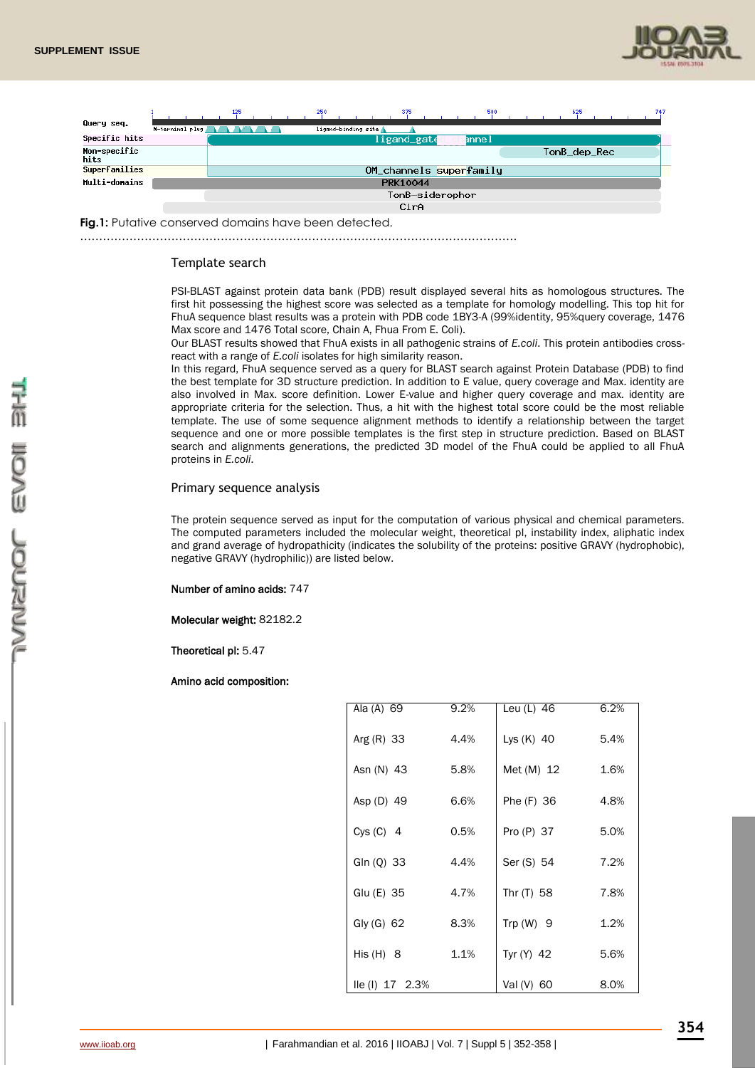Fig.1: Putative conserved domains have been detected.

### Template search

PSI-BLAST against protein data bank (PDB) result displayed several hits as homologous structures. The first hit possessing the highest score was selected as a template for homology modelling. This top hit for FhuA sequence blast results was a protein with PDB code 1BY3-A (99%identity, 95%query coverage, 1476 Max score and 1476 Total score, Chain A, Fhua From E. Coli).

Our BLAST results showed that FhuA exists in all pathogenic strains of *E.coli*. This protein antibodies cross-react with a range of *E.coli* isolates for high similarity reason.

In this regard, FhuA sequence served as a query for BLAST search against Protein Database (PDB) to find the best template for 3D structure prediction. In addition to E value, query coverage and Max. identity are also involved in Max. score definition. Lower E-value and higher query coverage and max. identity are appropriate criteria for the selection. Thus, a hit with the highest total score could be the most reliable template. The use of some sequence alignment methods to identify a relationship between the target sequence and one or more possible templates is the first step in structure prediction. Based on BLAST search and alignments generations, the predicted 3D model of the FhuA could be applied to all FhuA proteins in *E.coli*.

### Primary sequence analysis

The protein sequence served as input for the computation of various physical and chemical parameters. The computed parameters included the molecular weight, theoretical pI, instability index, aliphatic index and grand average of hydropathicity (indicates the solubility of the proteins: positive GRAVY (hydrophobic), negative GRAVY (hydrophilic)) are listed below.

**Number of amino acids:** 747

**Molecular weight:** 82182.2

**Theoretical pI:** 5.47

**Amino acid composition:**

| | | | |
|---|---|---|---|
| Ala (A) 69 | 9.2% | Leu (L) 46 | 6.2% |
| Arg (R) 33 | 4.4% | Lys (K) 40 | 5.4% |
| Asn (N) 43 | 5.8% | Met (M) 12 | 1.6% |
| Asp (D) 49 | 6.6% | Phe (F) 36 | 4.8% |
| Cys (C) 4 | 0.5% | Pro (P) 37 | 5.0% |
| Gln (Q) 33 | 4.4% | Ser (S) 54 | 7.2% |
| Glu (E) 35 | 4.7% | Thr (T) 58 | 7.8% |
| Gly (G) 62 | 8.3% | Trp (W) 9 | 1.2% |
| His (H) 8 | 1.1% | Tyr (Y) 42 | 5.6% |
| Ile (I) 17 2.3% | | Val (V) 60 | 8.0% |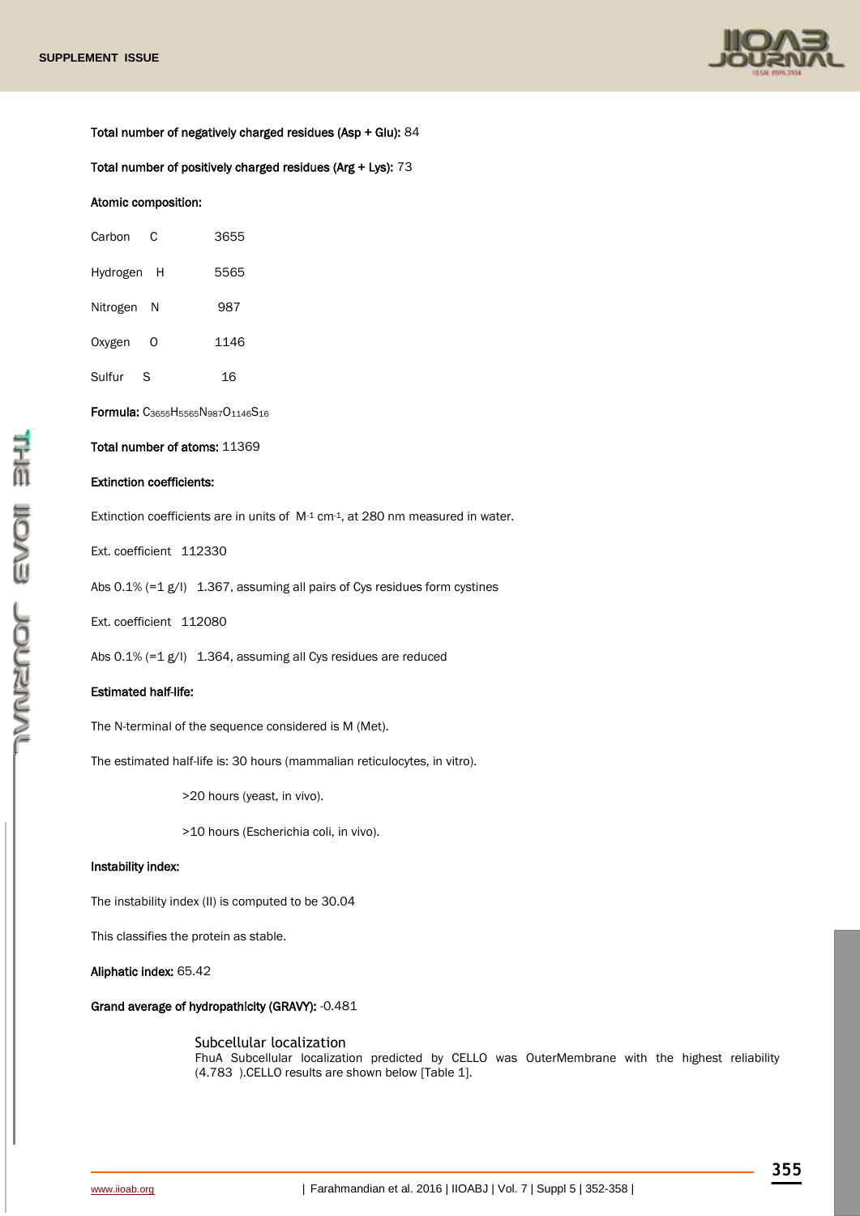**Total number of negatively charged residues (Asp + Glu):** 84

**Total number of positively charged residues (Arg + Lys):** 73

**Atomic composition:**

| | | |
|---|---|---|
| Carbon | C | 3655 |
| Hydrogen | H | 5565 |
| Nitrogen | N | 987 |
| Oxygen | O | 1146 |
| Sulfur | S | 16 |

**Formula:** $C_{3655}H_{5565}N_{987}O_{1146}S_{16}$

**Total number of atoms:** 11369

**Extinction coefficients:**

Extinction coefficients are in units of $M^{-1}$ $cm^{-1}$, at 280 nm measured in water.

Ext. coefficient 112330

Abs 0.1% (=1 g/l) 1.367, assuming all pairs of Cys residues form cystines

Ext. coefficient 112080

Abs 0.1% (=1 g/l) 1.364, assuming all Cys residues are reduced

**Estimated half-life:**

The N-terminal of the sequence considered is M (Met).

The estimated half-life is: 30 hours (mammalian reticulocytes, in vitro).

>20 hours (yeast, in vivo).

>10 hours (Escherichia coli, in vivo).

**Instability index:**

The instability index (II) is computed to be 30.04

This classifies the protein as stable.

**Aliphatic index:** 65.42

**Grand average of hydropathicity (GRAVY):** -0.481

### Subcellular localization

FhuA Subcellular localization predicted by CELLO was OuterMembrane with the highest reliability (4.783 ).CELLO results are shown below [Table 1].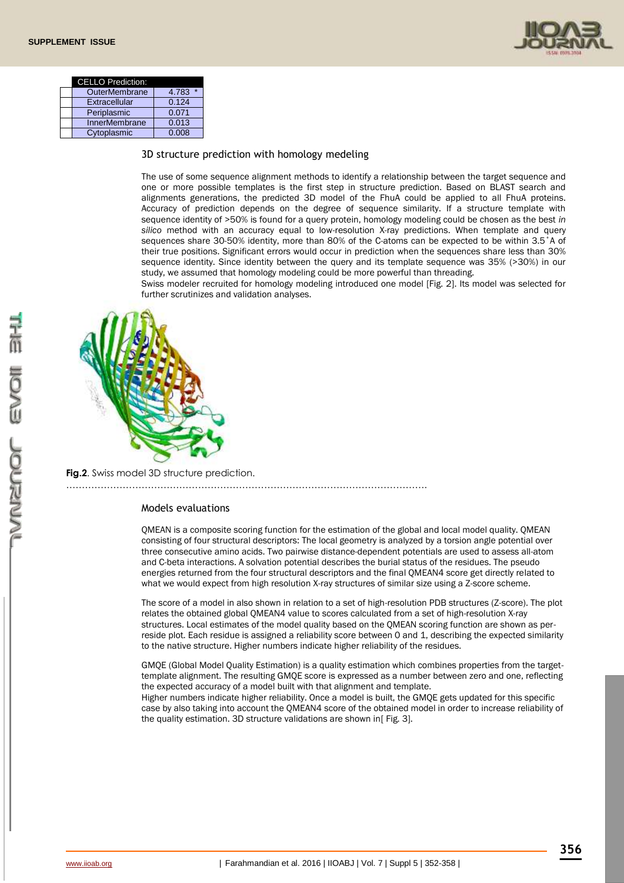| CELLO Prediction: | |
|---|---|
| OuterMembrane | 4.783 * |
| Extracellular | 0.124 |
| Periplasmic | 0.071 |
| InnerMembrane | 0.013 |
| Cytoplasmic | 0.008 |

### 3D structure prediction with homology medeling

The use of some sequence alignment methods to identify a relationship between the target sequence and one or more possible templates is the first step in structure prediction. Based on BLAST search and alignments generations, the predicted 3D model of the FhuA could be applied to all FhuA proteins. Accuracy of prediction depends on the degree of sequence similarity. If a structure template with sequence identity of >50% is found for a query protein, homology modeling could be chosen as the best *in silico* method with an accuracy equal to low-resolution X-ray predictions. When template and query sequences share 30-50% identity, more than 80% of the C-atoms can be expected to be within 3.5˚A of their true positions. Significant errors would occur in prediction when the sequences share less than 30% sequence identity. Since identity between the query and its template sequence was 35% (>30%) in our study, we assumed that homology modeling could be more powerful than threading.

Swiss modeler recruited for homology modeling introduced one model [Fig. 2]. Its model was selected for further scrutinizes and validation analyses.

**Fig.2**. Swiss model 3D structure prediction.

### Models evaluations

QMEAN is a composite scoring function for the estimation of the global and local model quality. QMEAN consisting of four structural descriptors: The local geometry is analyzed by a torsion angle potential over three consecutive amino acids. Two pairwise distance-dependent potentials are used to assess all-atom and C-beta interactions. A solvation potential describes the burial status of the residues. The pseudo energies returned from the four structural descriptors and the final QMEAN4 score get directly related to what we would expect from high resolution X-ray structures of similar size using a Z-score scheme.

The score of a model in also shown in relation to a set of high-resolution PDB structures (Z-score). The plot relates the obtained global QMEAN4 value to scores calculated from a set of high-resolution X-ray structures. Local estimates of the model quality based on the QMEAN scoring function are shown as per-reside plot. Each residue is assigned a reliability score between 0 and 1, describing the expected similarity to the native structure. Higher numbers indicate higher reliability of the residues.

GMQE (Global Model Quality Estimation) is a quality estimation which combines properties from the target-template alignment. The resulting GMQE score is expressed as a number between zero and one, reflecting the expected accuracy of a model built with that alignment and template.

Higher numbers indicate higher reliability. Once a model is built, the GMQE gets updated for this specific case by also taking into account the QMEAN4 score of the obtained model in order to increase reliability of the quality estimation. 3D structure validations are shown in[ Fig. 3].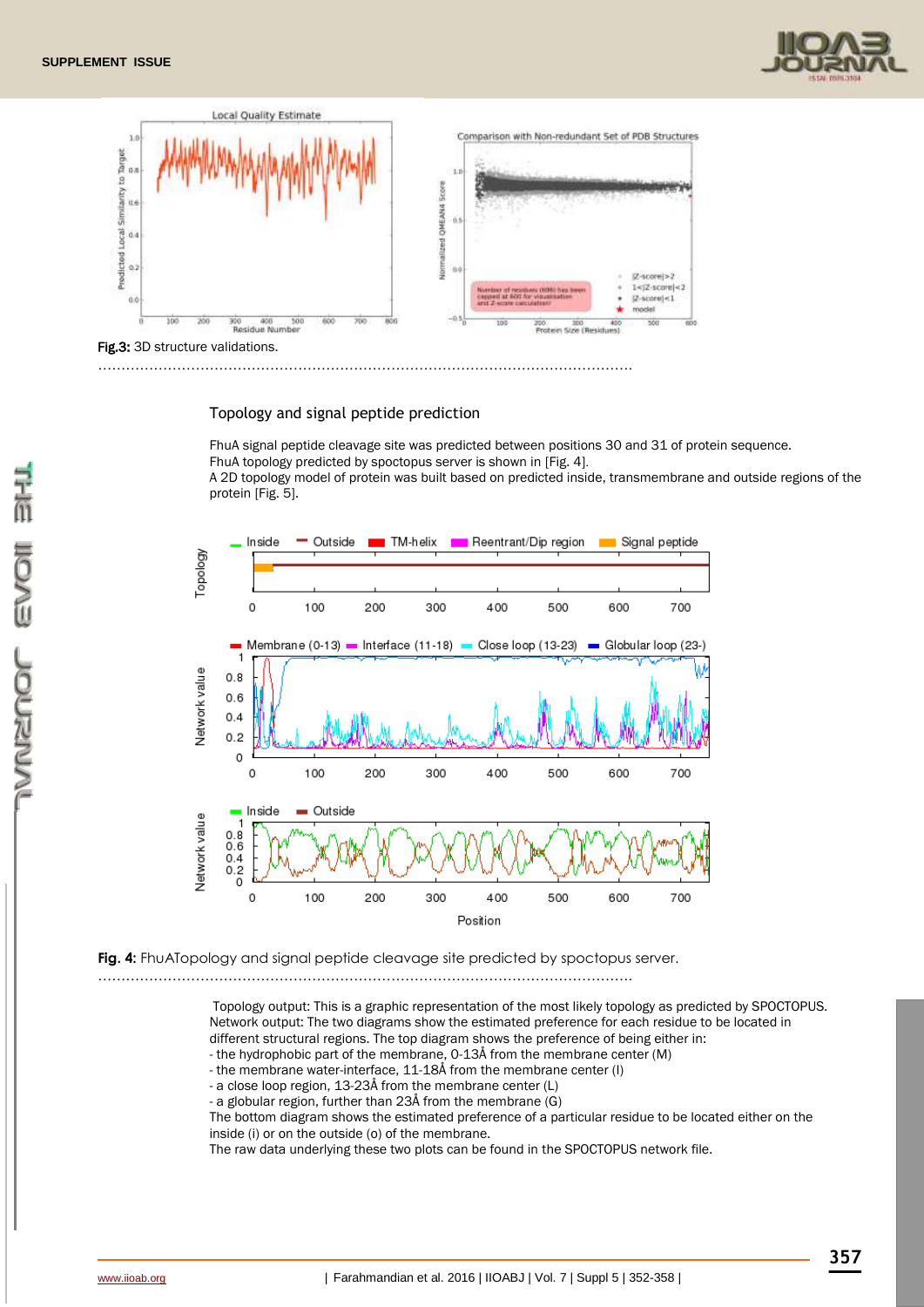Fig.3: 3D structure validations.

## Topology and signal peptide prediction

FhuA signal peptide cleavage site was predicted between positions 30 and 31 of protein sequence. FhuA topology predicted by spoctopus server is shown in [Fig. 4].
A 2D topology model of protein was built based on predicted inside, transmembrane and outside regions of the protein [Fig. 5].

**Fig. 4:** FhuATopology and signal peptide cleavage site predicted by spoctopus server.

Topology output: This is a graphic representation of the most likely topology as predicted by SPOCTOPUS.
Network output: The two diagrams show the estimated preference for each residue to be located in different structural regions. The top diagram shows the preference of being either in:
- the hydrophobic part of the membrane, 0-13Å from the membrane center (M)
- the membrane water-interface, 11-18Å from the membrane center (I)
- a close loop region, 13-23Å from the membrane center (L)
- a globular region, further than 23Å from the membrane (G)

The bottom diagram shows the estimated preference of a particular residue to be located either on the inside (i) or on the outside (o) of the membrane.
The raw data underlying these two plots can be found in the SPOCTOPUS network file.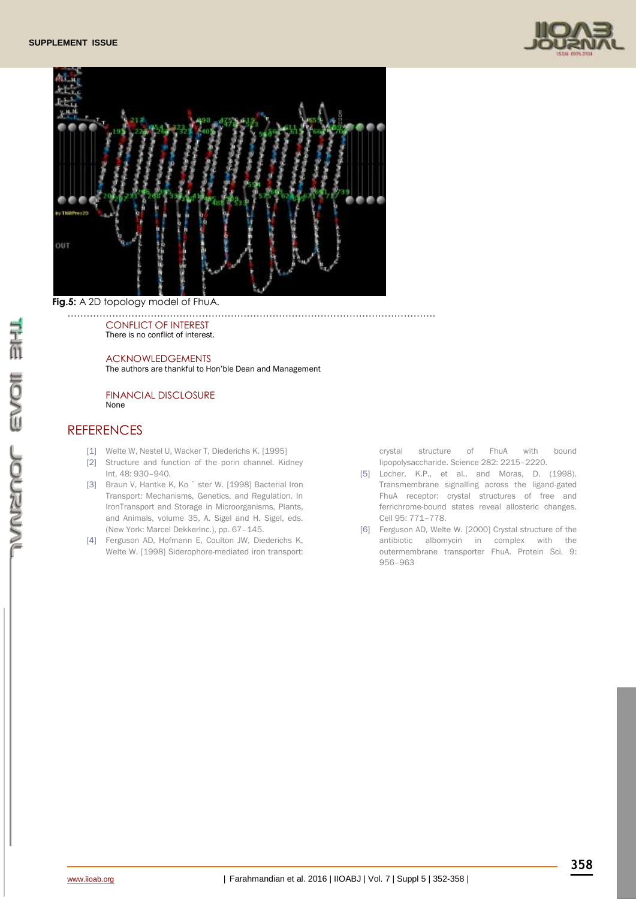Fig.5: A 2D topology model of FhuA.

CONFLICT OF INTEREST

There is no conflict of interest.

ACKNOWLEDGEMENTS

The authors are thankful to Hon'ble Dean and Management

FINANCIAL DISCLOSURE

None

## REFERENCES

[1] Welte W, Nestel U, Wacker T, Diederichs K. [1995]

[2] Structure and function of the porin channel. Kidney Int. 48: 930–940.

[3] Braun V, Hantke K, Ko ¨ ster W. [1998] Bacterial Iron Transport: Mechanisms, Genetics, and Regulation. In IronTransport and Storage in Microorganisms, Plants, and Animals, volume 35, A. Sigel and H. Sigel, eds. (New York: Marcel DekkerInc.), pp. 67–145.

[4] Ferguson AD, Hofmann E, Coulton JW, Diederichs K, Welte W. [1998] Siderophore-mediated iron transport: crystal structure of FhuA with bound lipopolysaccharide. Science 282: 2215–2220.

[5] Locher, K.P., et al., and Moras, D. (1998). Transmembrane signalling across the ligand-gated FhuA receptor: crystal structures of free and ferrichrome-bound states reveal allosteric changes. Cell 95: 771–778.

[6] Ferguson AD, Welte W. [2000] Crystal structure of the antibiotic albomycin in complex with the outermembrane transporter FhuA. Protein Sci. 9: 956–963